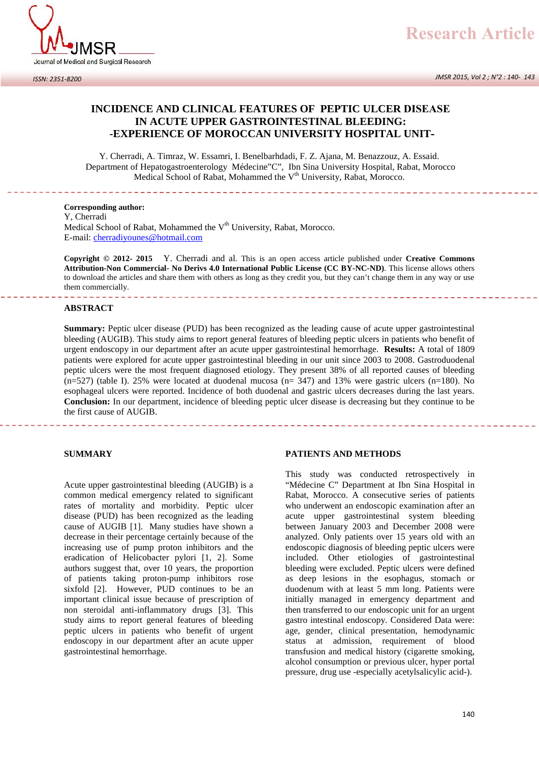# INCIDENCE AND CLINICAL FEATURES OF PEPTIC ULCER DISEASE IN ACUTE UPPER GASTROINTESTINAL BLEEDING: -EXPERIENCE OF MOROCCAN UNIVERSITY HOSPITAL UNIT-

Y. Cherradi, A. Timraz, W. Essamri, I. Benelbarhdadi, F. Z. Ajana, M. Benazzouz, A. Essaid.
Department of Hepatogastroenterology Médecine"C", Ibn Sina University Hospital, Rabat, Morocco
Medical School of Rabat, Mohammed the V[th] University, Rabat, Morocco.

**Corresponding author:**
Y, Cherradi
Medical School of Rabat, Mohammed the V[th] University, Rabat, Morocco.
E-mail: cherradiyounes@hotmail.com

**Copyright © 2012- 2015** Y. Cherradi and al. This is an open access article published under **Creative Commons Attribution-Non Commercial- No Derivs 4.0 International Public License (CC BY-NC-ND)**. This license allows others to download the articles and share them with others as long as they credit you, but they can't change them in any way or use them commercially.

## ABSTRACT

**Summary:** Peptic ulcer disease (PUD) has been recognized as the leading cause of acute upper gastrointestinal bleeding (AUGIB). This study aims to report general features of bleeding peptic ulcers in patients who benefit of urgent endoscopy in our department after an acute upper gastrointestinal hemorrhage. **Results:** A total of 1809 patients were explored for acute upper gastrointestinal bleeding in our unit since 2003 to 2008. Gastroduodenal peptic ulcers were the most frequent diagnosed etiology. They present 38% of all reported causes of bleeding (n=527) (table I). 25% were located at duodenal mucosa (n= 347) and 13% were gastric ulcers (n=180). No esophageal ulcers were reported. Incidence of both duodenal and gastric ulcers decreases during the last years. **Conclusion:** In our department, incidence of bleeding peptic ulcer disease is decreasing but they continue to be the first cause of AUGIB.

## SUMMARY

Acute upper gastrointestinal bleeding (AUGIB) is a common medical emergency related to significant rates of mortality and morbidity. Peptic ulcer disease (PUD) has been recognized as the leading cause of AUGIB [1]. Many studies have shown a decrease in their percentage certainly because of the increasing use of pump proton inhibitors and the eradication of Helicobacter pylori [1, 2]. Some authors suggest that, over 10 years, the proportion of patients taking proton-pump inhibitors rose sixfold [2]. However, PUD continues to be an important clinical issue because of prescription of non steroidal anti-inflammatory drugs [3]. This study aims to report general features of bleeding peptic ulcers in patients who benefit of urgent endoscopy in our department after an acute upper gastrointestinal hemorrhage.

## PATIENTS AND METHODS

This study was conducted retrospectively in "Médecine C" Department at Ibn Sina Hospital in Rabat, Morocco. A consecutive series of patients who underwent an endoscopic examination after an acute upper gastrointestinal system bleeding between January 2003 and December 2008 were analyzed. Only patients over 15 years old with an endoscopic diagnosis of bleeding peptic ulcers were included. Other etiologies of gastrointestinal bleeding were excluded. Peptic ulcers were defined as deep lesions in the esophagus, stomach or duodenum with at least 5 mm long. Patients were initially managed in emergency department and then transferred to our endoscopic unit for an urgent gastro intestinal endoscopy. Considered Data were: age, gender, clinical presentation, hemodynamic status at admission, requirement of blood transfusion and medical history (cigarette smoking, alcohol consumption or previous ulcer, hyper portal pressure, drug use -especially acetylsalicylic acid-).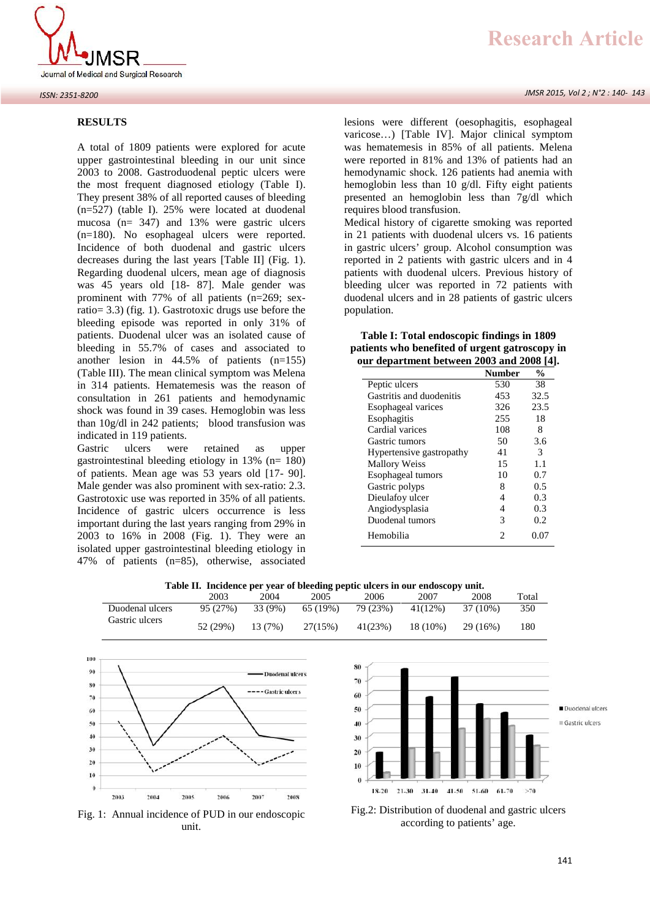## RESULTS

A total of 1809 patients were explored for acute upper gastrointestinal bleeding in our unit since 2003 to 2008. Gastroduodenal peptic ulcers were the most frequent diagnosed etiology (Table I). They present 38% of all reported causes of bleeding (n=527) (table I). 25% were located at duodenal mucosa (n= 347) and 13% were gastric ulcers (n=180). No esophageal ulcers were reported. Incidence of both duodenal and gastric ulcers decreases during the last years [Table II] (Fig. 1). Regarding duodenal ulcers, mean age of diagnosis was 45 years old [18- 87]. Male gender was prominent with 77% of all patients (n=269; sex-ratio= 3.3) (fig. 1). Gastrotoxic drugs use before the bleeding episode was reported in only 31% of patients. Duodenal ulcer was an isolated cause of bleeding in 55.7% of cases and associated to another lesion in 44.5% of patients (n=155) (Table III). The mean clinical symptom was Melena in 314 patients. Hematemesis was the reason of consultation in 261 patients and hemodynamic shock was found in 39 cases. Hemoglobin was less than 10g/dl in 242 patients; blood transfusion was indicated in 119 patients.

Gastric ulcers were retained as upper gastrointestinal bleeding etiology in 13% (n= 180) of patients. Mean age was 53 years old [17- 90]. Male gender was also prominent with sex-ratio: 2.3. Gastrotoxic use was reported in 35% of all patients. Incidence of gastric ulcers occurrence is less important during the last years ranging from 29% in 2003 to 16% in 2008 (Fig. 1). They were an isolated upper gastrointestinal bleeding etiology in 47% of patients (n=85), otherwise, associated lesions were different (oesophagitis, esophageal varicose…) [Table IV]. Major clinical symptom was hematemesis in 85% of all patients. Melena were reported in 81% and 13% of patients had an hemodynamic shock. 126 patients had anemia with hemoglobin less than 10 g/dl. Fifty eight patients presented an hemoglobin less than 7g/dl which requires blood transfusion.

Medical history of cigarette smoking was reported in 21 patients with duodenal ulcers vs. 16 patients in gastric ulcers' group. Alcohol consumption was reported in 2 patients with gastric ulcers and in 4 patients with duodenal ulcers. Previous history of bleeding ulcer was reported in 72 patients with duodenal ulcers and in 28 patients of gastric ulcers population.

**Table I: Total endoscopic findings in 1809 patients who benefited of urgent gatroscopy in our department between 2003 and 2008 [4].**

| | Number | % |
|---|---|---|
| Peptic ulcers | 530 | 38 |
| Gastritis and duodenitis | 453 | 32.5 |
| Esophageal varices | 326 | 23.5 |
| Esophagitis | 255 | 18 |
| Cardial varices | 108 | 8 |
| Gastric tumors | 50 | 3.6 |
| Hypertensive gastropathy | 41 | 3 |
| Mallory Weiss | 15 | 1.1 |
| Esophageal tumors | 10 | 0.7 |
| Gastric polyps | 8 | 0.5 |
| Dieulafoy ulcer | 4 | 0.3 |
| Angiodysplasia | 4 | 0.3 |
| Duodenal tumors | 3 | 0.2 |
| Hemobilia | 2 | 0.07 |

**Table II. Incidence per year of bleeding peptic ulcers in our endoscopy unit.**

| | 2003 | 2004 | 2005 | 2006 | 2007 | 2008 | Total |
|---|---|---|---|---|---|---|---|
| Duodenal ulcers | 95 (27%) | 33 (9%) | 65 (19%) | 79 (23%) | 41(12%) | 37 (10%) | 350 |
| Gastric ulcers | 52 (29%) | 13 (7%) | 27(15%) | 41(23%) | 18 (10%) | 29 (16%) | 180 |

Fig. 1: Annual incidence of PUD in our endoscopic unit.

Fig.2: Distribution of duodenal and gastric ulcers according to patients' age.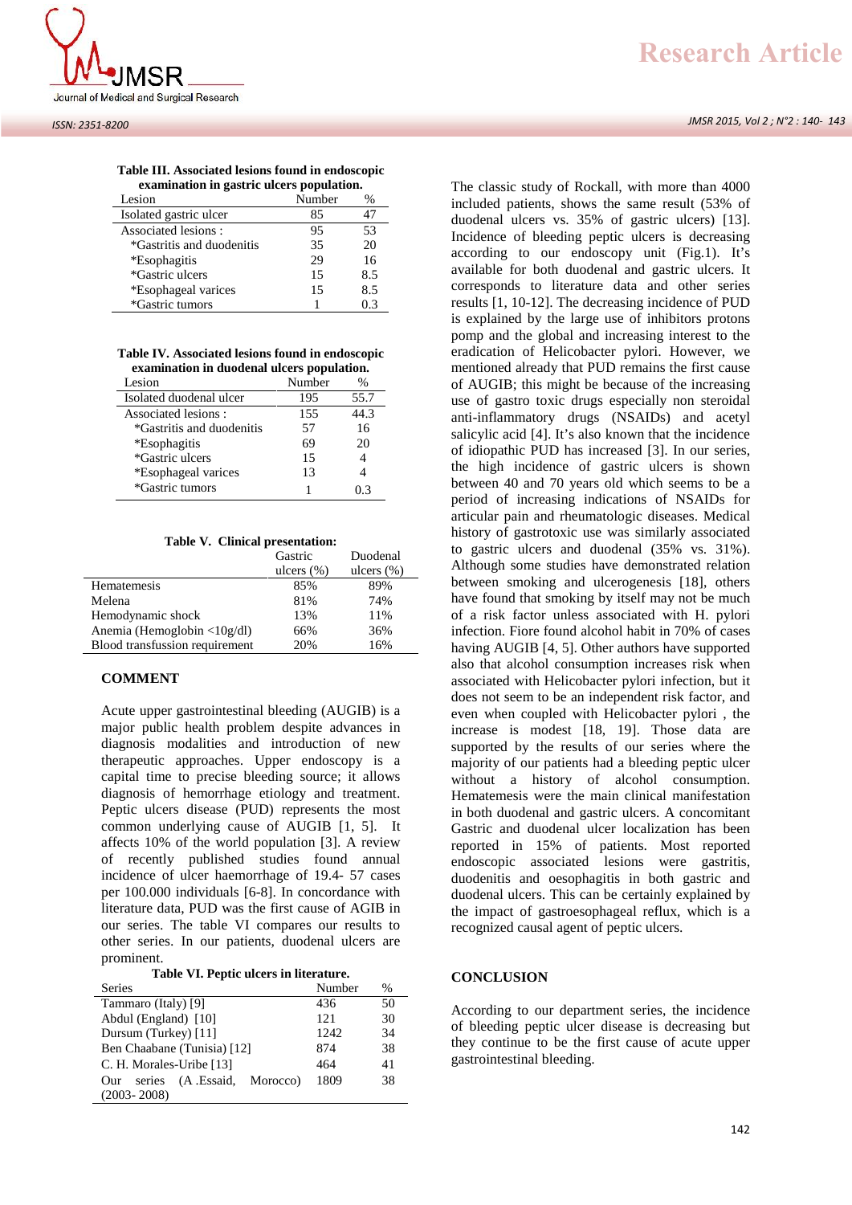**Table III. Associated lesions found in endoscopic examination in gastric ulcers population.**

| Lesion | Number | % |
|---|---|---|
| Isolated gastric ulcer | 85 | 47 |
| Associated lesions : | 95 | 53 |
| *Gastritis and duodenitis | 35 | 20 |
| *Esophagitis | 29 | 16 |
| *Gastric ulcers | 15 | 8.5 |
| *Esophageal varices | 15 | 8.5 |
| *Gastric tumors | 1 | 0.3 |

**Table IV. Associated lesions found in endoscopic examination in duodenal ulcers population.**

| Lesion | Number | % |
|---|---|---|
| Isolated duodenal ulcer | 195 | 55.7 |
| Associated lesions : | 155 | 44.3 |
| *Gastritis and duodenitis | 57 | 16 |
| *Esophagitis | 69 | 20 |
| *Gastric ulcers | 15 | 4 |
| *Esophageal varices | 13 | 4 |
| *Gastric tumors | 1 | 0.3 |

**Table V. Clinical presentation:**

| | Gastric ulcers (%) | Duodenal ulcers (%) |
|---|---|---|
| Hematemesis | 85% | 89% |
| Melena | 81% | 74% |
| Hemodynamic shock | 13% | 11% |
| Anemia (Hemoglobin <10g/dl) | 66% | 36% |
| Blood transfussion requirement | 20% | 16% |

## COMMENT

Acute upper gastrointestinal bleeding (AUGIB) is a major public health problem despite advances in diagnosis modalities and introduction of new therapeutic approaches. Upper endoscopy is a capital time to precise bleeding source; it allows diagnosis of hemorrhage etiology and treatment. Peptic ulcers disease (PUD) represents the most common underlying cause of AUGIB [1, 5]. It affects 10% of the world population [3]. A review of recently published studies found annual incidence of ulcer haemorrhage of 19.4- 57 cases per 100.000 individuals [6-8]. In concordance with literature data, PUD was the first cause of AGIB in our series. The table VI compares our results to other series. In our patients, duodenal ulcers are prominent.

**Table VI. Peptic ulcers in literature.**

| Series | Number | % |
|---|---|---|
| Tammaro (Italy) [9] | 436 | 50 |
| Abdul (England) [10] | 121 | 30 |
| Dursum (Turkey) [11] | 1242 | 34 |
| Ben Chaabane (Tunisia) [12] | 874 | 38 |
| C. H. Morales-Uribe [13] | 464 | 41 |
| Our series (A .Essaid, Morocco) (2003- 2008) | 1809 | 38 |

The classic study of Rockall, with more than 4000 included patients, shows the same result (53% of duodenal ulcers vs. 35% of gastric ulcers) [13]. Incidence of bleeding peptic ulcers is decreasing according to our endoscopy unit (Fig.1). It's available for both duodenal and gastric ulcers. It corresponds to literature data and other series results [1, 10-12]. The decreasing incidence of PUD is explained by the large use of inhibitors protons pomp and the global and increasing interest to the eradication of Helicobacter pylori. However, we mentioned already that PUD remains the first cause of AUGIB; this might be because of the increasing use of gastro toxic drugs especially non steroidal anti-inflammatory drugs (NSAIDs) and acetyl salicylic acid [4]. It's also known that the incidence of idiopathic PUD has increased [3]. In our series, the high incidence of gastric ulcers is shown between 40 and 70 years old which seems to be a period of increasing indications of NSAIDs for articular pain and rheumatologic diseases. Medical history of gastrotoxic use was similarly associated to gastric ulcers and duodenal ulcers (35% vs. 31%). Although some studies have demonstrated relation between smoking and ulcerogenesis [18], others have found that smoking by itself may not be much of a risk factor unless associated with H. pylori infection. Fiore found alcohol habit in 70% of cases having AUGIB [4, 5]. Other authors have supported also that alcohol consumption increases risk when associated with Helicobacter pylori infection, but it does not seem to be an independent risk factor, and even when coupled with Helicobacter pylori , the increase is modest [18, 19]. Those data are supported by the results of our series where the majority of our patients had a bleeding peptic ulcer without a history of alcohol consumption. Hematemesis were the main clinical manifestation in both duodenal and gastric ulcers. A concomitant Gastric and duodenal ulcer localization has been reported in 15% of patients. Most reported endoscopic associated lesions were gastritis, duodenitis and oesophagitis in both gastric and duodenal ulcers. This can be certainly explained by the impact of gastroesophageal reflux, which is a recognized causal agent of peptic ulcers.

## CONCLUSION

According to our department series, the incidence of bleeding peptic ulcer disease is decreasing but they continue to be the first cause of acute upper gastrointestinal bleeding.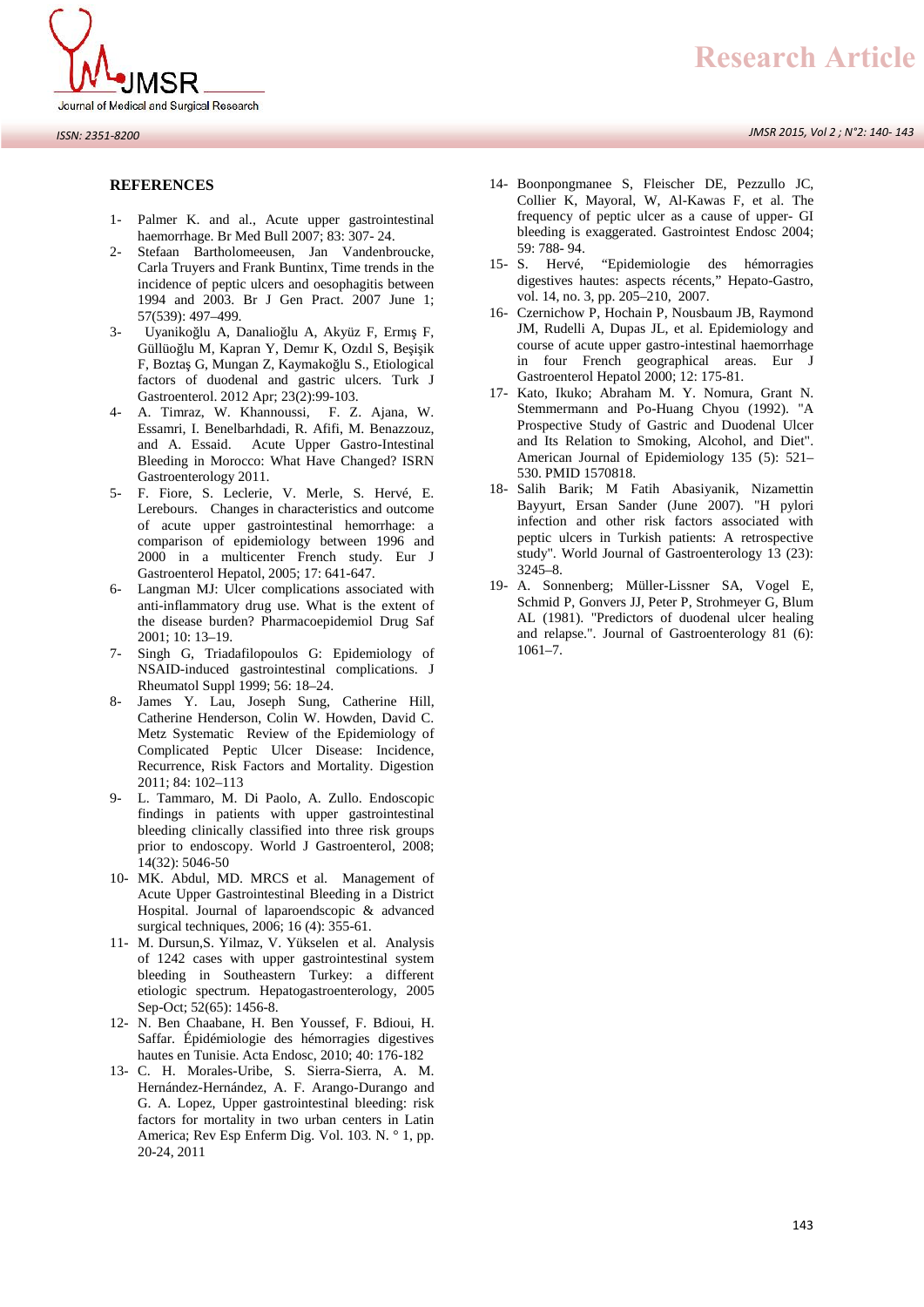## REFERENCES

1- Palmer K. and al., Acute upper gastrointestinal haemorrhage. Br Med Bull 2007; 83: 307- 24.
2- Stefaan Bartholomeeusen, Jan Vandenbroucke, Carla Truyers and Frank Buntinx, Time trends in the incidence of peptic ulcers and oesophagitis between 1994 and 2003. Br J Gen Pract. 2007 June 1; 57(539): 497–499.
3- Uyanikoğlu A, Danalioğlu A, Akyüz F, Ermış F, Güllüoğlu M, Kapran Y, Demır K, Ozdıl S, Beşişik F, Boztaş G, Mungan Z, Kaymakoğlu S., Etiological factors of duodenal and gastric ulcers. Turk J Gastroenterol. 2012 Apr; 23(2):99-103.
4- A. Timraz, W. Khannoussi, F. Z. Ajana, W. Essamri, I. Benelbarhdadi, R. Afifi, M. Benazzouz, and A. Essaid. Acute Upper Gastro-Intestinal Bleeding in Morocco: What Have Changed? ISRN Gastroenterology 2011.
5- F. Fiore, S. Leclerie, V. Merle, S. Hervé, E. Lerebours. Changes in characteristics and outcome of acute upper gastrointestinal hemorrhage: a comparison of epidemiology between 1996 and 2000 in a multicenter French study. Eur J Gastroenterol Hepatol, 2005; 17: 641-647.
6- Langman MJ: Ulcer complications associated with anti-inflammatory drug use. What is the extent of the disease burden? Pharmacoepidemiol Drug Saf 2001; 10: 13–19.
7- Singh G, Triadafilopoulos G: Epidemiology of NSAID-induced gastrointestinal complications. J Rheumatol Suppl 1999; 56: 18–24.
8- James Y. Lau, Joseph Sung, Catherine Hill, Catherine Henderson, Colin W. Howden, David C. Metz Systematic Review of the Epidemiology of Complicated Peptic Ulcer Disease: Incidence, Recurrence, Risk Factors and Mortality. Digestion 2011; 84: 102–113
9- L. Tammaro, M. Di Paolo, A. Zullo. Endoscopic findings in patients with upper gastrointestinal bleeding clinically classified into three risk groups prior to endoscopy. World J Gastroenterol, 2008; 14(32): 5046-50
10- MK. Abdul, MD. MRCS et al. Management of Acute Upper Gastrointestinal Bleeding in a District Hospital. Journal of laparoendscopic & advanced surgical techniques, 2006; 16 (4): 355-61.
11- M. Dursun,S. Yilmaz, V. Yükselen et al. Analysis of 1242 cases with upper gastrointestinal system bleeding in Southeastern Turkey: a different etiologic spectrum. Hepatogastroenterology, 2005 Sep-Oct; 52(65): 1456-8.
12- N. Ben Chaabane, H. Ben Youssef, F. Bdioui, H. Saffar. Épidémiologie des hémorragies digestives hautes en Tunisie. Acta Endosc, 2010; 40: 176-182
13- C. H. Morales-Uribe, S. Sierra-Sierra, A. M. Hernández-Hernández, A. F. Arango-Durango and G. A. Lopez, Upper gastrointestinal bleeding: risk factors for mortality in two urban centers in Latin America; Rev Esp Enferm Dig. Vol. 103. N. ° 1, pp. 20-24, 2011
14- Boonpongmanee S, Fleischer DE, Pezzullo JC, Collier K, Mayoral, W, Al-Kawas F, et al. The frequency of peptic ulcer as a cause of upper- GI bleeding is exaggerated. Gastrointest Endosc 2004; 59: 788- 94.
15- S. Hervé, "Epidemiologie des hémorragies digestives hautes: aspects récents," Hepato-Gastro, vol. 14, no. 3, pp. 205–210, 2007.
16- Czernichow P, Hochain P, Nousbaum JB, Raymond JM, Rudelli A, Dupas JL, et al. Epidemiology and course of acute upper gastro-intestinal haemorrhage in four French geographical areas. Eur J Gastroenterol Hepatol 2000; 12: 175-81.
17- Kato, Ikuko; Abraham M. Y. Nomura, Grant N. Stemmermann and Po-Huang Chyou (1992). "A Prospective Study of Gastric and Duodenal Ulcer and Its Relation to Smoking, Alcohol, and Diet". American Journal of Epidemiology 135 (5): 521–530. PMID 1570818.
18- Salih Barik; M Fatih Abasiyanik, Nizamettin Bayyurt, Ersan Sander (June 2007). "H pylori infection and other risk factors associated with peptic ulcers in Turkish patients: A retrospective study". World Journal of Gastroenterology 13 (23): 3245–8.
19- A. Sonnenberg; Müller-Lissner SA, Vogel E, Schmid P, Gonvers JJ, Peter P, Strohmeyer G, Blum AL (1981). "Predictors of duodenal ulcer healing and relapse.". Journal of Gastroenterology 81 (6): 1061–7.